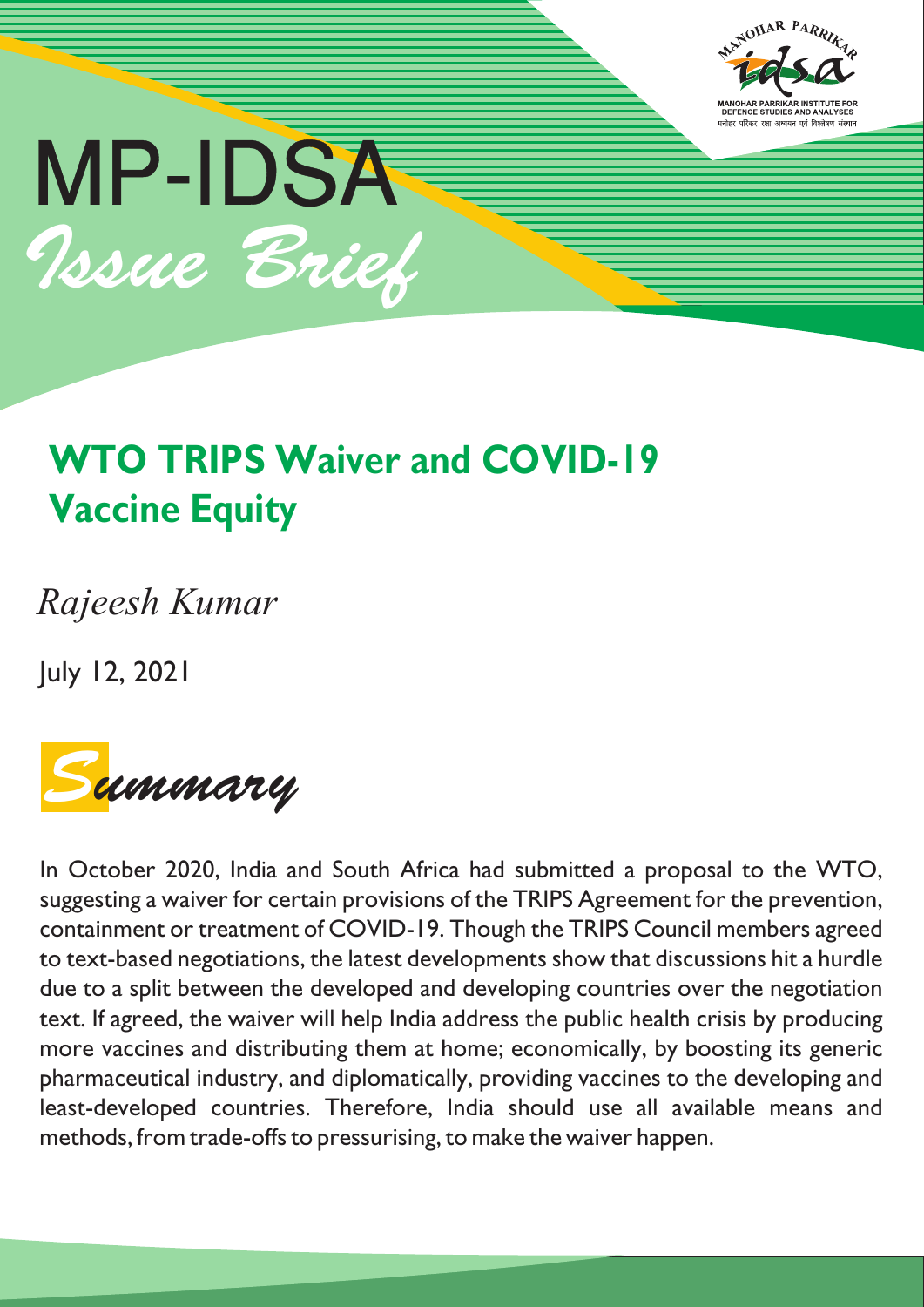MP-IDSA

*Issue Brief*

# WTO TRIPS Waiver and COVID-19 Vaccine Equity

*Rajeesh Kumar*

July 12, 2021

## *Summary*

In October 2020, India and South Africa had submitted a proposal to the WTO, suggesting a waiver for certain provisions of the TRIPS Agreement for the prevention, containment or treatment of COVID-19. Though the TRIPS Council members agreed to text-based negotiations, the latest developments show that discussions hit a hurdle due to a split between the developed and developing countries over the negotiation text. If agreed, the waiver will help India address the public health crisis by producing more vaccines and distributing them at home; economically, by boosting its generic pharmaceutical industry, and diplomatically, providing vaccines to the developing and least-developed countries. Therefore, India should use all available means and methods, from trade-offs to pressurising, to make the waiver happen.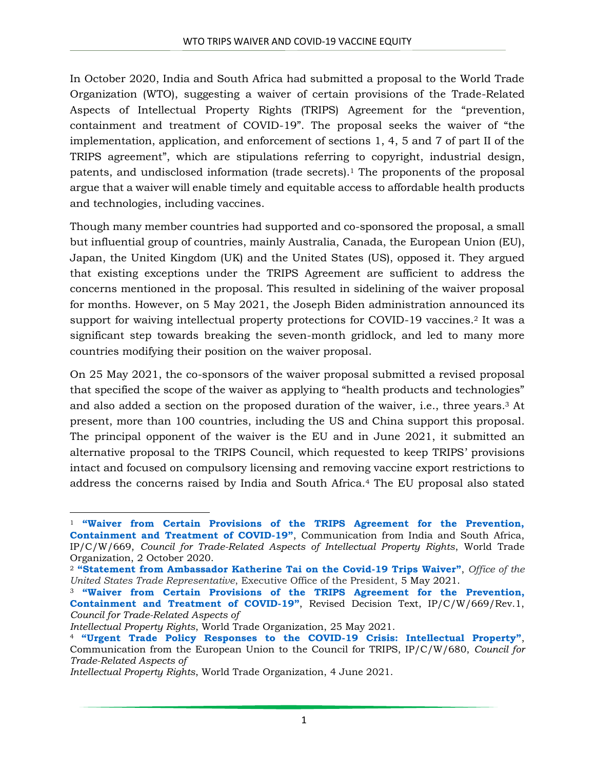In October 2020, India and South Africa had submitted a proposal to the World Trade Organization (WTO), suggesting a waiver of certain provisions of the Trade-Related Aspects of Intellectual Property Rights (TRIPS) Agreement for the "prevention, containment and treatment of COVID-19". The proposal seeks the waiver of "the implementation, application, and enforcement of sections 1, 4, 5 and 7 of part II of the TRIPS agreement", which are stipulations referring to copyright, industrial design, patents, and undisclosed information (trade secrets).[1] The proponents of the proposal argue that a waiver will enable timely and equitable access to affordable health products and technologies, including vaccines.

Though many member countries had supported and co-sponsored the proposal, a small but influential group of countries, mainly Australia, Canada, the European Union (EU), Japan, the United Kingdom (UK) and the United States (US), opposed it. They argued that existing exceptions under the TRIPS Agreement are sufficient to address the concerns mentioned in the proposal. This resulted in sidelining of the waiver proposal for months. However, on 5 May 2021, the Joseph Biden administration announced its support for waiving intellectual property protections for COVID-19 vaccines.[2] It was a significant step towards breaking the seven-month gridlock, and led to many more countries modifying their position on the waiver proposal.

On 25 May 2021, the co-sponsors of the waiver proposal submitted a revised proposal that specified the scope of the waiver as applying to "health products and technologies" and also added a section on the proposed duration of the waiver, i.e., three years.[3] At present, more than 100 countries, including the US and China support this proposal. The principal opponent of the waiver is the EU and in June 2021, it submitted an alternative proposal to the TRIPS Council, which requested to keep TRIPS' provisions intact and focused on compulsory licensing and removing vaccine export restrictions to address the concerns raised by India and South Africa.[4] The EU proposal also stated

---

[1] **"Waiver from Certain Provisions of the TRIPS Agreement for the Prevention, Containment and Treatment of COVID-19"**, Communication from India and South Africa, IP/C/W/669, *Council for Trade-Related Aspects of Intellectual Property Rights*, World Trade Organization, 2 October 2020.

[2] **"Statement from Ambassador Katherine Tai on the Covid-19 Trips Waiver"**, *Office of the United States Trade Representative*, Executive Office of the President, 5 May 2021.

[3] **"Waiver from Certain Provisions of the TRIPS Agreement for the Prevention, Containment and Treatment of COVID-19"**, Revised Decision Text, IP/C/W/669/Rev.1, *Council for Trade-Related Aspects of Intellectual Property Rights*, World Trade Organization, 25 May 2021.

[4] **"Urgent Trade Policy Responses to the COVID-19 Crisis: Intellectual Property"**, Communication from the European Union to the Council for TRIPS, IP/C/W/680, *Council for Trade-Related Aspects of Intellectual Property Rights*, World Trade Organization, 4 June 2021.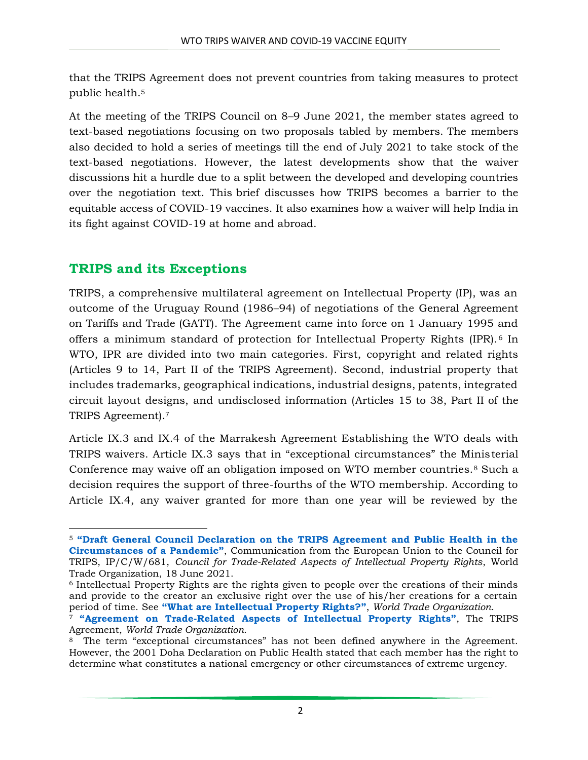that the TRIPS Agreement does not prevent countries from taking measures to protect public health.[5]

At the meeting of the TRIPS Council on 8–9 June 2021, the member states agreed to text-based negotiations focusing on two proposals tabled by members. The members also decided to hold a series of meetings till the end of July 2021 to take stock of the text-based negotiations. However, the latest developments show that the waiver discussions hit a hurdle due to a split between the developed and developing countries over the negotiation text. This brief discusses how TRIPS becomes a barrier to the equitable access of COVID-19 vaccines. It also examines how a waiver will help India in its fight against COVID-19 at home and abroad.

## TRIPS and its Exceptions

TRIPS, a comprehensive multilateral agreement on Intellectual Property (IP), was an outcome of the Uruguay Round (1986–94) of negotiations of the General Agreement on Tariffs and Trade (GATT). The Agreement came into force on 1 January 1995 and offers a minimum standard of protection for Intellectual Property Rights (IPR).[6] In WTO, IPR are divided into two main categories. First, copyright and related rights (Articles 9 to 14, Part II of the TRIPS Agreement). Second, industrial property that includes trademarks, geographical indications, industrial designs, patents, integrated circuit layout designs, and undisclosed information (Articles 15 to 38, Part II of the TRIPS Agreement).[7]

Article IX.3 and IX.4 of the Marrakesh Agreement Establishing the WTO deals with TRIPS waivers. Article IX.3 says that in "exceptional circumstances" the Ministerial Conference may waive off an obligation imposed on WTO member countries.[8] Such a decision requires the support of three-fourths of the WTO membership. According to Article IX.4, any waiver granted for more than one year will be reviewed by the

---

[5] **"Draft General Council Declaration on the TRIPS Agreement and Public Health in the Circumstances of a Pandemic"**, Communication from the European Union to the Council for TRIPS, IP/C/W/681, *Council for Trade-Related Aspects of Intellectual Property Rights*, World Trade Organization, 18 June 2021.

[6] Intellectual Property Rights are the rights given to people over the creations of their minds and provide to the creator an exclusive right over the use of his/her creations for a certain period of time. See **"What are Intellectual Property Rights?"**, *World Trade Organization*.

[7] **"Agreement on Trade-Related Aspects of Intellectual Property Rights"**, The TRIPS Agreement, *World Trade Organization*.

[8] The term "exceptional circumstances" has not been defined anywhere in the Agreement. However, the 2001 Doha Declaration on Public Health stated that each member has the right to determine what constitutes a national emergency or other circumstances of extreme urgency.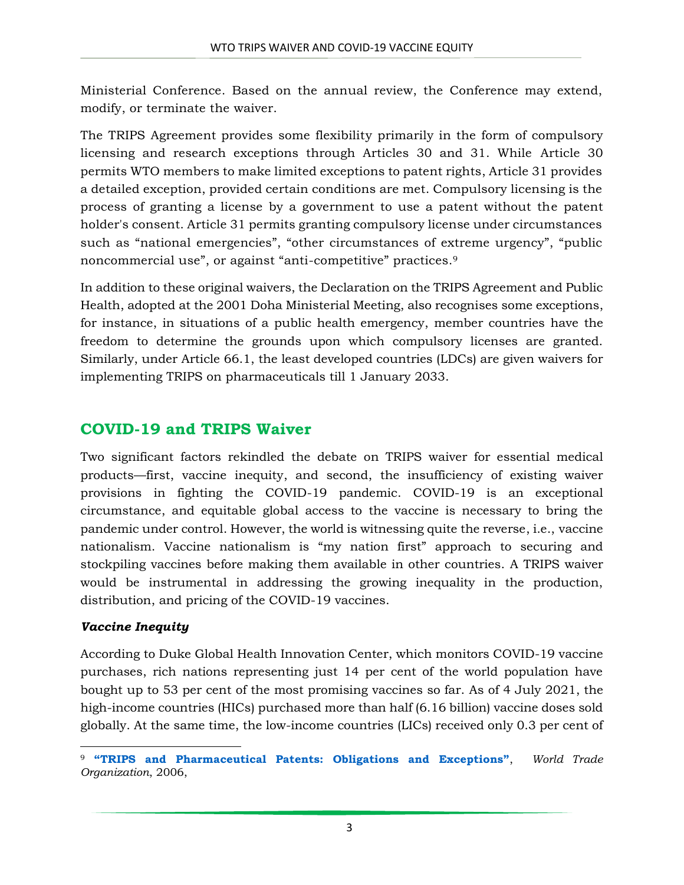Ministerial Conference. Based on the annual review, the Conference may extend, modify, or terminate the waiver.

The TRIPS Agreement provides some flexibility primarily in the form of compulsory licensing and research exceptions through Articles 30 and 31. While Article 30 permits WTO members to make limited exceptions to patent rights, Article 31 provides a detailed exception, provided certain conditions are met. Compulsory licensing is the process of granting a license by a government to use a patent without the patent holder's consent. Article 31 permits granting compulsory license under circumstances such as "national emergencies", "other circumstances of extreme urgency", "public noncommercial use", or against "anti-competitive" practices.[9]

In addition to these original waivers, the Declaration on the TRIPS Agreement and Public Health, adopted at the 2001 Doha Ministerial Meeting, also recognises some exceptions, for instance, in situations of a public health emergency, member countries have the freedom to determine the grounds upon which compulsory licenses are granted. Similarly, under Article 66.1, the least developed countries (LDCs) are given waivers for implementing TRIPS on pharmaceuticals till 1 January 2033.

## COVID-19 and TRIPS Waiver

Two significant factors rekindled the debate on TRIPS waiver for essential medical products—first, vaccine inequity, and second, the insufficiency of existing waiver provisions in fighting the COVID-19 pandemic. COVID-19 is an exceptional circumstance, and equitable global access to the vaccine is necessary to bring the pandemic under control. However, the world is witnessing quite the reverse, i.e., vaccine nationalism. Vaccine nationalism is "my nation first" approach to securing and stockpiling vaccines before making them available in other countries. A TRIPS waiver would be instrumental in addressing the growing inequality in the production, distribution, and pricing of the COVID-19 vaccines.

### *Vaccine Inequity*

According to Duke Global Health Innovation Center, which monitors COVID-19 vaccine purchases, rich nations representing just 14 per cent of the world population have bought up to 53 per cent of the most promising vaccines so far. As of 4 July 2021, the high-income countries (HICs) purchased more than half (6.16 billion) vaccine doses sold globally. At the same time, the low-income countries (LICs) received only 0.3 per cent of

---

[9] **"TRIPS and Pharmaceutical Patents: Obligations and Exceptions"**, *World Trade Organization*, 2006,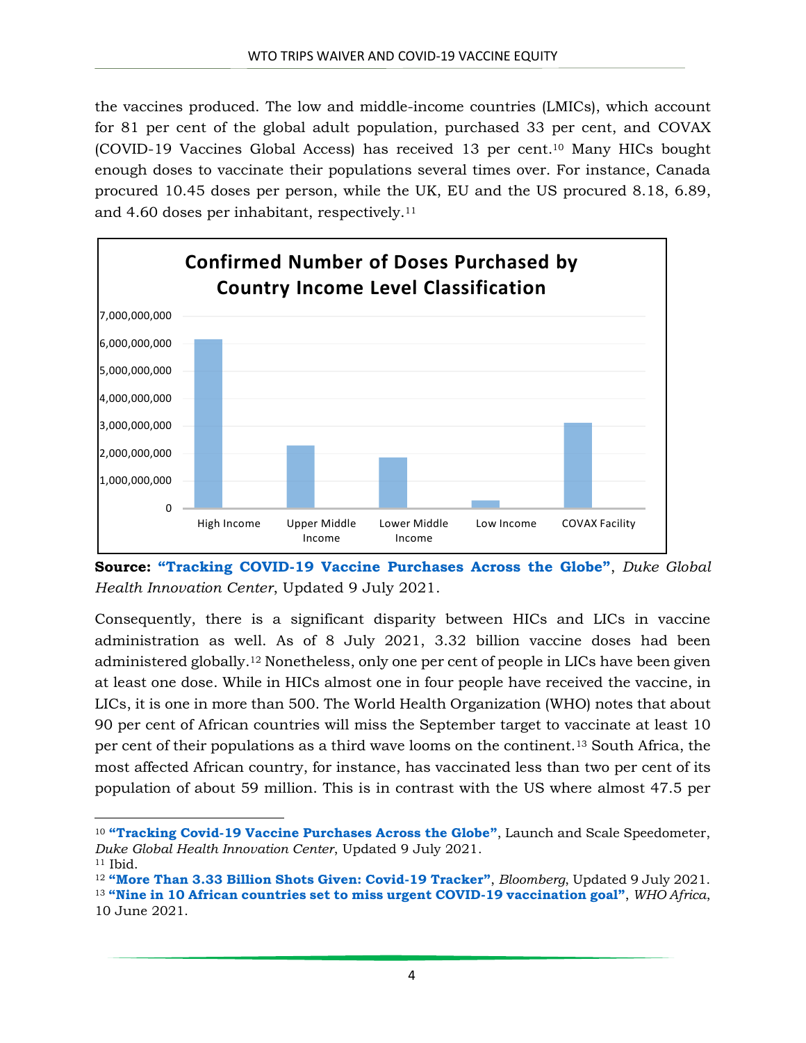the vaccines produced. The low and middle-income countries (LMICs), which account for 81 per cent of the global adult population, purchased 33 per cent, and COVAX (COVID-19 Vaccines Global Access) has received 13 per cent.[10] Many HICs bought enough doses to vaccinate their populations several times over. For instance, Canada procured 10.45 doses per person, while the UK, EU and the US procured 8.18, 6.89, and 4.60 doses per inhabitant, respectively.[11]

**Confirmed Number of Doses Purchased by Country Income Level Classification**

**Source:** **"Tracking COVID-19 Vaccine Purchases Across the Globe"**, *Duke Global Health Innovation Center*, Updated 9 July 2021.

Consequently, there is a significant disparity between HICs and LICs in vaccine administration as well. As of 8 July 2021, 3.32 billion vaccine doses had been administered globally.[12] Nonetheless, only one per cent of people in LICs have been given at least one dose. While in HICs almost one in four people have received the vaccine, in LICs, it is one in more than 500. The World Health Organization (WHO) notes that about 90 per cent of African countries will miss the September target to vaccinate at least 10 per cent of their populations as a third wave looms on the continent.[13] South Africa, the most affected African country, for instance, has vaccinated less than two per cent of its population of about 59 million. This is in contrast with the US where almost 47.5 per

---

[10] **"Tracking Covid-19 Vaccine Purchases Across the Globe"**, Launch and Scale Speedometer, *Duke Global Health Innovation Center*, Updated 9 July 2021.
[11] Ibid.
[12] **"More Than 3.33 Billion Shots Given: Covid-19 Tracker"**, *Bloomberg*, Updated 9 July 2021.
[13] **"Nine in 10 African countries set to miss urgent COVID-19 vaccination goal"**, *WHO Africa*, 10 June 2021.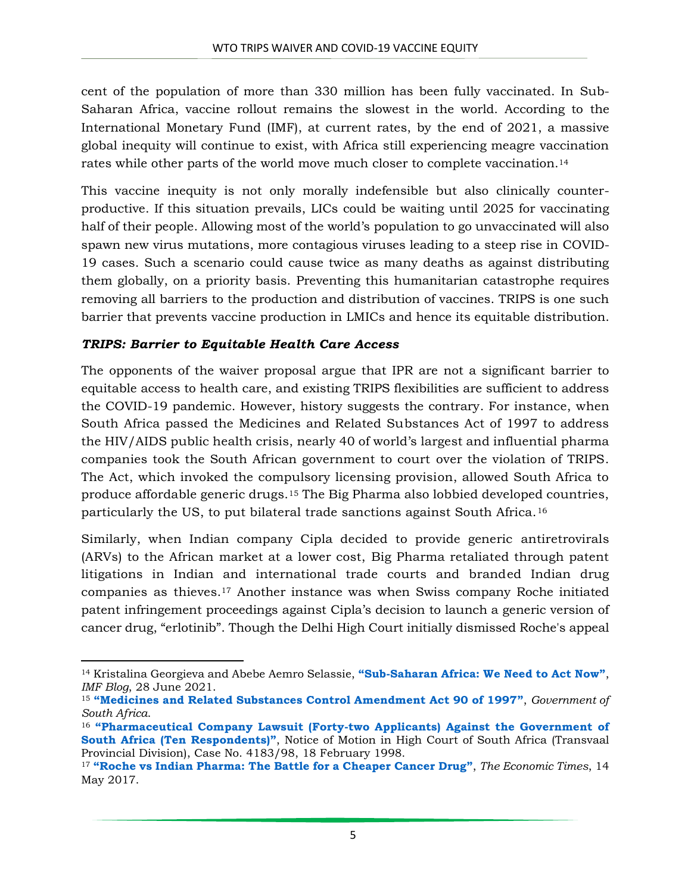cent of the population of more than 330 million has been fully vaccinated. In Sub-Saharan Africa, vaccine rollout remains the slowest in the world. According to the International Monetary Fund (IMF), at current rates, by the end of 2021, a massive global inequity will continue to exist, with Africa still experiencing meagre vaccination rates while other parts of the world move much closer to complete vaccination.[14]

This vaccine inequity is not only morally indefensible but also clinically counter-productive. If this situation prevails, LICs could be waiting until 2025 for vaccinating half of their people. Allowing most of the world's population to go unvaccinated will also spawn new virus mutations, more contagious viruses leading to a steep rise in COVID-19 cases. Such a scenario could cause twice as many deaths as against distributing them globally, on a priority basis. Preventing this humanitarian catastrophe requires removing all barriers to the production and distribution of vaccines. TRIPS is one such barrier that prevents vaccine production in LMICs and hence its equitable distribution.

### *TRIPS: Barrier to Equitable Health Care Access*

The opponents of the waiver proposal argue that IPR are not a significant barrier to equitable access to health care, and existing TRIPS flexibilities are sufficient to address the COVID-19 pandemic. However, history suggests the contrary. For instance, when South Africa passed the Medicines and Related Substances Act of 1997 to address the HIV/AIDS public health crisis, nearly 40 of world's largest and influential pharma companies took the South African government to court over the violation of TRIPS. The Act, which invoked the compulsory licensing provision, allowed South Africa to produce affordable generic drugs.[15] The Big Pharma also lobbied developed countries, particularly the US, to put bilateral trade sanctions against South Africa.[16]

Similarly, when Indian company Cipla decided to provide generic antiretrovirals (ARVs) to the African market at a lower cost, Big Pharma retaliated through patent litigations in Indian and international trade courts and branded Indian drug companies as thieves.[17] Another instance was when Swiss company Roche initiated patent infringement proceedings against Cipla's decision to launch a generic version of cancer drug, "erlotinib". Though the Delhi High Court initially dismissed Roche's appeal

---

[14] Kristalina Georgieva and Abebe Aemro Selassie, **"Sub-Saharan Africa: We Need to Act Now"**, *IMF Blog*, 28 June 2021.

[15] **"Medicines and Related Substances Control Amendment Act 90 of 1997"**, *Government of South Africa*.

[16] **"Pharmaceutical Company Lawsuit (Forty-two Applicants) Against the Government of South Africa (Ten Respondents)"**, Notice of Motion in High Court of South Africa (Transvaal Provincial Division), Case No. 4183/98, 18 February 1998.

[17] **"Roche vs Indian Pharma: The Battle for a Cheaper Cancer Drug"**, *The Economic Times*, 14 May 2017.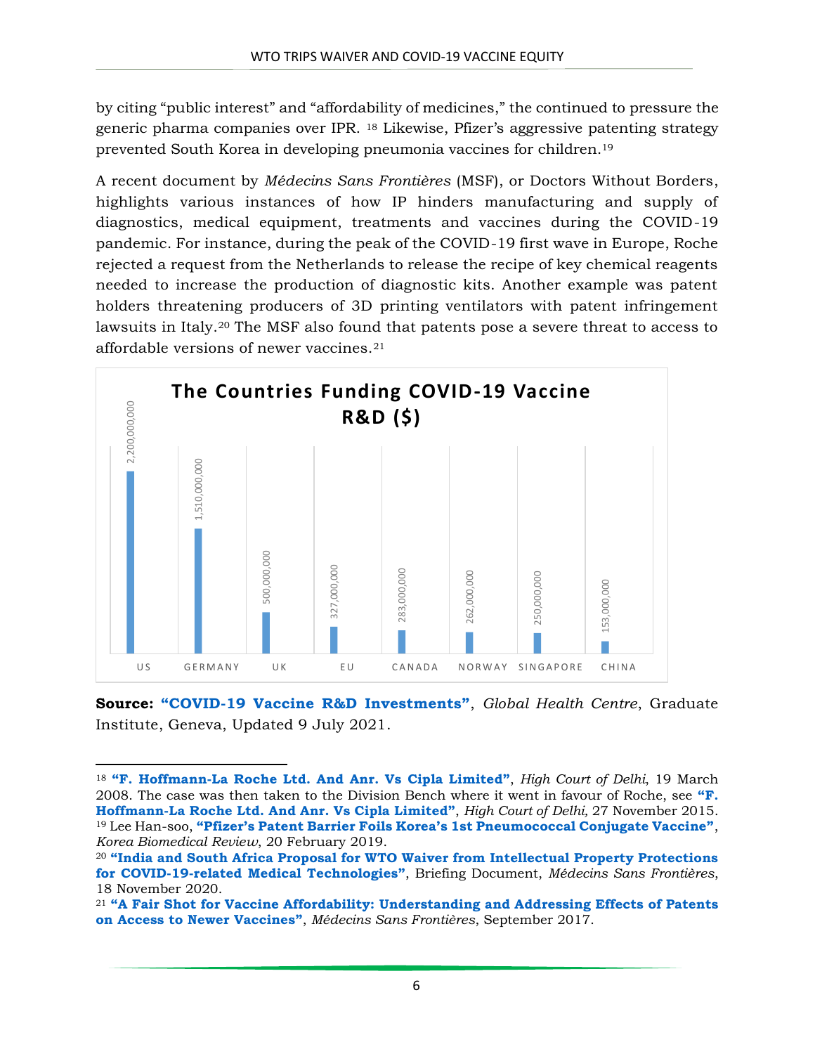by citing "public interest" and "affordability of medicines," the continued to pressure the generic pharma companies over IPR. [18] Likewise, Pfizer's aggressive patenting strategy prevented South Korea in developing pneumonia vaccines for children.[19]

A recent document by *Médecins Sans Frontières* (MSF), or Doctors Without Borders, highlights various instances of how IP hinders manufacturing and supply of diagnostics, medical equipment, treatments and vaccines during the COVID-19 pandemic. For instance, during the peak of the COVID-19 first wave in Europe, Roche rejected a request from the Netherlands to release the recipe of key chemical reagents needed to increase the production of diagnostic kits. Another example was patent holders threatening producers of 3D printing ventilators with patent infringement lawsuits in Italy.[20] The MSF also found that patents pose a severe threat to access to affordable versions of newer vaccines.[21]

**The Countries Funding COVID-19 Vaccine R&D ($)**

| Country | Funding ($) |
|---|---|
| US | 2,200,000,000 |
| GERMANY | 1,510,000,000 |
| UK | 500,000,000 |
| EU | 327,000,000 |
| CANADA | 283,000,000 |
| NORWAY | 262,000,000 |
| SINGAPORE | 250,000,000 |
| CHINA | 153,000,000 |

**Source: "COVID-19 Vaccine R&D Investments"**, *Global Health Centre*, Graduate Institute, Geneva, Updated 9 July 2021.

---

[18] **"F. Hoffmann-La Roche Ltd. And Anr. Vs Cipla Limited"**, *High Court of Delhi*, 19 March 2008. The case was then taken to the Division Bench where it went in favour of Roche, see **"F. Hoffmann-La Roche Ltd. And Anr. Vs Cipla Limited"**, *High Court of Delhi,* 27 November 2015.

[19] Lee Han-soo, **"Pfizer's Patent Barrier Foils Korea's 1st Pneumococcal Conjugate Vaccine"**, *Korea Biomedical Review*, 20 February 2019.

[20] **"India and South Africa Proposal for WTO Waiver from Intellectual Property Protections for COVID-19-related Medical Technologies"**, Briefing Document, *Médecins Sans Frontières*, 18 November 2020.

[21] **"A Fair Shot for Vaccine Affordability: Understanding and Addressing Effects of Patents on Access to Newer Vaccines"**, *Médecins Sans Frontières*, September 2017.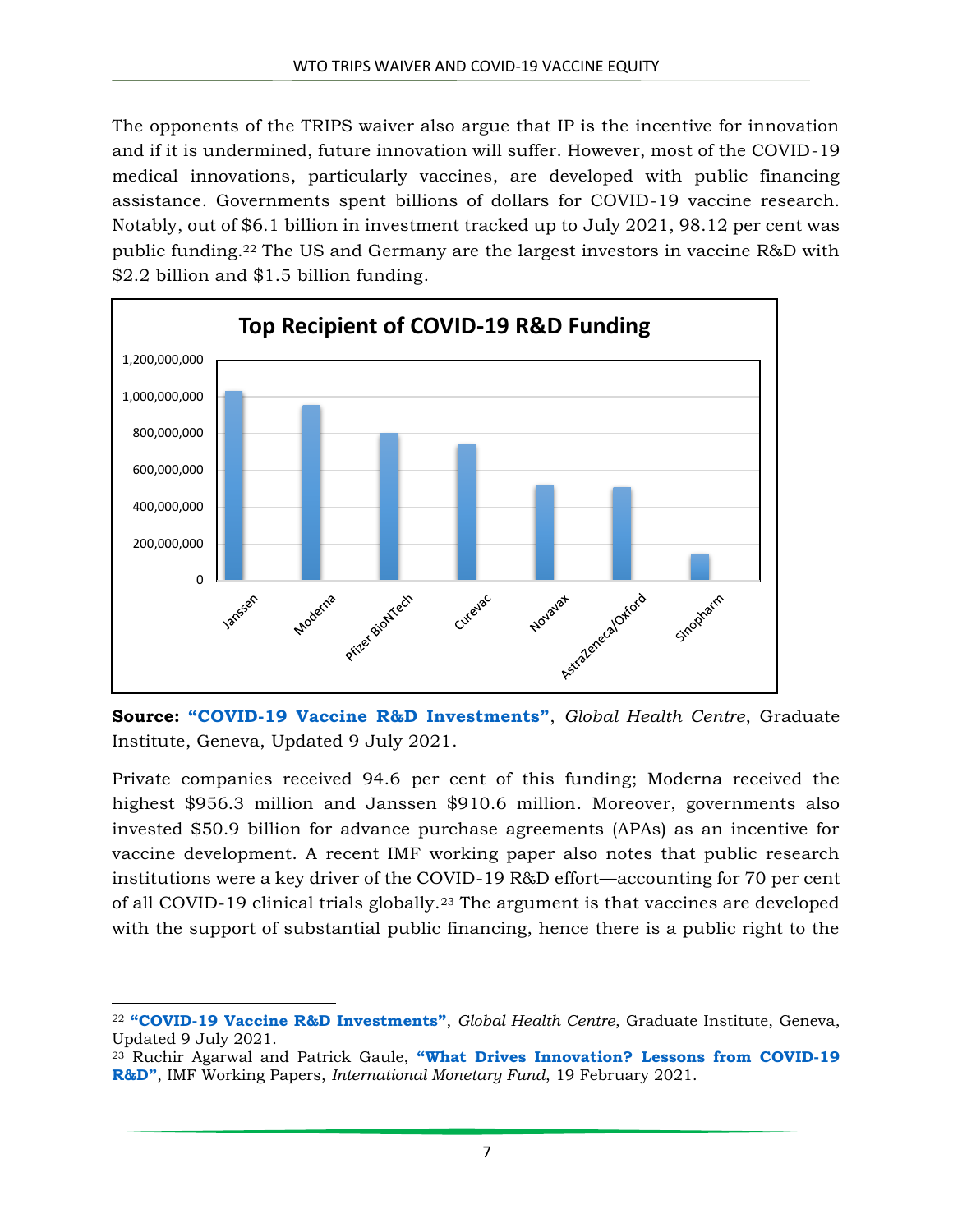The opponents of the TRIPS waiver also argue that IP is the incentive for innovation and if it is undermined, future innovation will suffer. However, most of the COVID-19 medical innovations, particularly vaccines, are developed with public financing assistance. Governments spent billions of dollars for COVID-19 vaccine research. Notably, out of $6.1 billion in investment tracked up to July 2021, 98.12 per cent was public funding.[22] The US and Germany are the largest investors in vaccine R&D with $2.2 billion and $1.5 billion funding.

**Top Recipient of COVID-19 R&D Funding**

| Recipient | Funding (approx.) |
|---|---|
| Janssen | ~1,030,000,000 |
| Moderna | ~956,000,000 |
| Pfizer BioNTech | ~800,000,000 |
| Curevac | ~740,000,000 |
| Novavax | ~520,000,000 |
| AstraZeneca/Oxford | ~505,000,000 |
| Sinopharm | ~145,000,000 |

**Source:** **"COVID-19 Vaccine R&D Investments"**, *Global Health Centre*, Graduate Institute, Geneva, Updated 9 July 2021.

Private companies received 94.6 per cent of this funding; Moderna received the highest $956.3 million and Janssen $910.6 million. Moreover, governments also invested $50.9 billion for advance purchase agreements (APAs) as an incentive for vaccine development. A recent IMF working paper also notes that public research institutions were a key driver of the COVID-19 R&D effort—accounting for 70 per cent of all COVID-19 clinical trials globally.[23] The argument is that vaccines are developed with the support of substantial public financing, hence there is a public right to the

---

[22] **"COVID-19 Vaccine R&D Investments"**, *Global Health Centre*, Graduate Institute, Geneva, Updated 9 July 2021.

[23] Ruchir Agarwal and Patrick Gaule, **"What Drives Innovation? Lessons from COVID-19 R&D"**, IMF Working Papers, *International Monetary Fund*, 19 February 2021.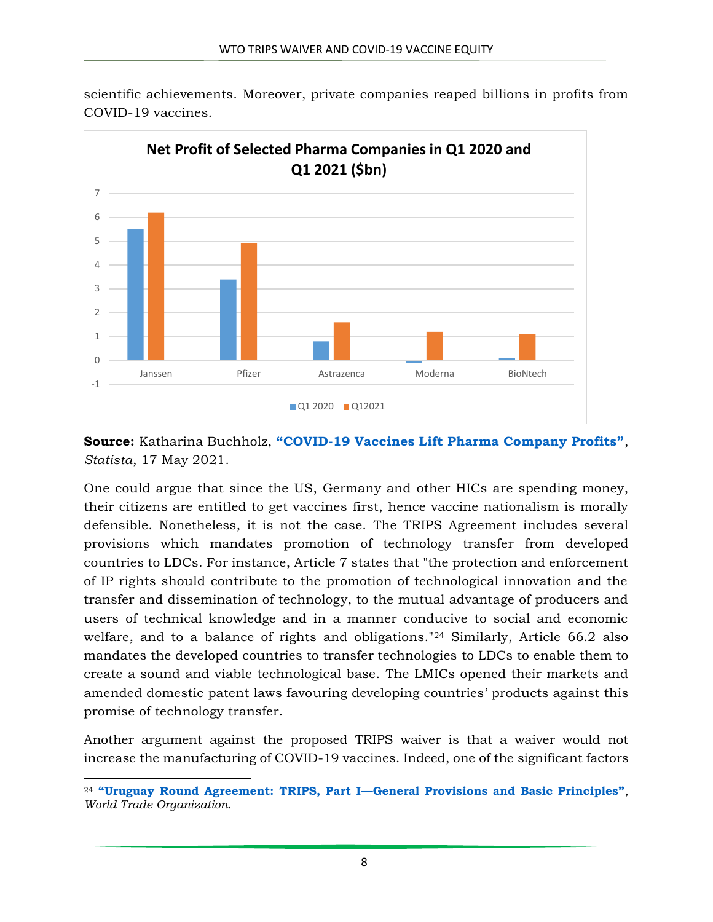scientific achievements. Moreover, private companies reaped billions in profits from COVID-19 vaccines.

**Net Profit of Selected Pharma Companies in Q1 2020 and Q1 2021 ($bn)**

**Source:** Katharina Buchholz, **"COVID-19 Vaccines Lift Pharma Company Profits"**, *Statista*, 17 May 2021.

One could argue that since the US, Germany and other HICs are spending money, their citizens are entitled to get vaccines first, hence vaccine nationalism is morally defensible. Nonetheless, it is not the case. The TRIPS Agreement includes several provisions which mandates promotion of technology transfer from developed countries to LDCs. For instance, Article 7 states that "the protection and enforcement of IP rights should contribute to the promotion of technological innovation and the transfer and dissemination of technology, to the mutual advantage of producers and users of technical knowledge and in a manner conducive to social and economic welfare, and to a balance of rights and obligations."[24] Similarly, Article 66.2 also mandates the developed countries to transfer technologies to LDCs to enable them to create a sound and viable technological base. The LMICs opened their markets and amended domestic patent laws favouring developing countries' products against this promise of technology transfer.

Another argument against the proposed TRIPS waiver is that a waiver would not increase the manufacturing of COVID-19 vaccines. Indeed, one of the significant factors

---

[24] **"Uruguay Round Agreement: TRIPS, Part I—General Provisions and Basic Principles"**, *World Trade Organization.*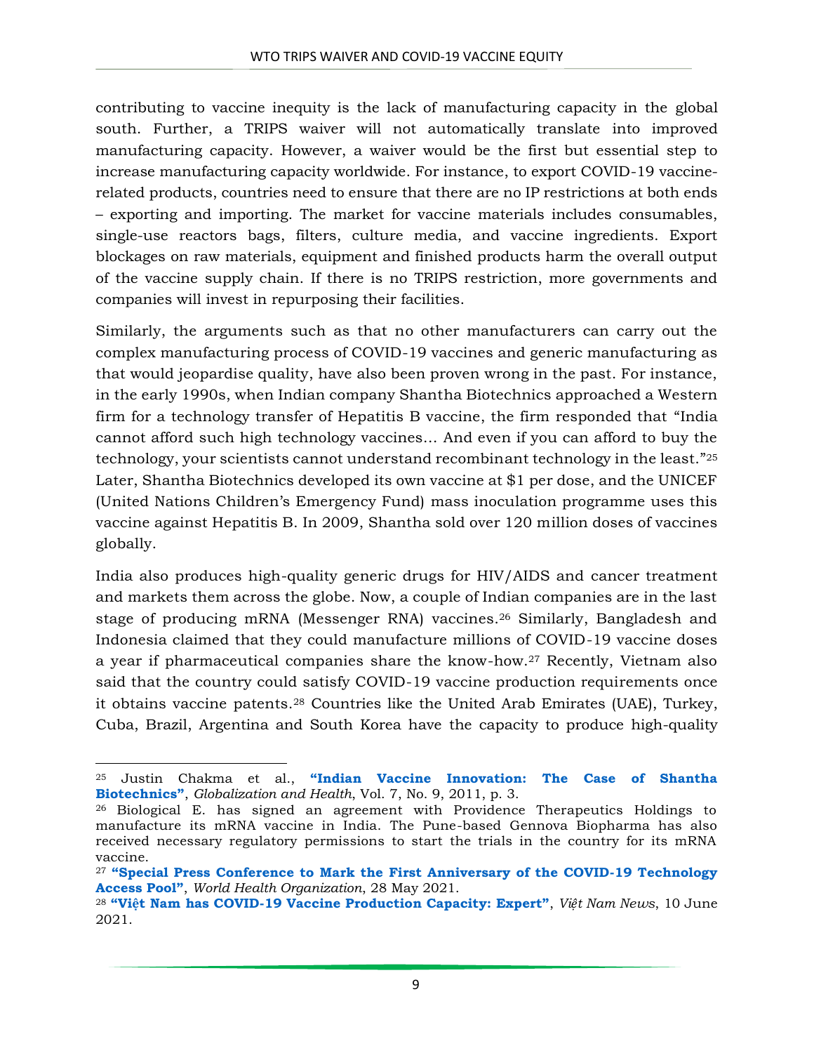contributing to vaccine inequity is the lack of manufacturing capacity in the global south. Further, a TRIPS waiver will not automatically translate into improved manufacturing capacity. However, a waiver would be the first but essential step to increase manufacturing capacity worldwide. For instance, to export COVID-19 vaccine-related products, countries need to ensure that there are no IP restrictions at both ends – exporting and importing. The market for vaccine materials includes consumables, single-use reactors bags, filters, culture media, and vaccine ingredients. Export blockages on raw materials, equipment and finished products harm the overall output of the vaccine supply chain. If there is no TRIPS restriction, more governments and companies will invest in repurposing their facilities.

Similarly, the arguments such as that no other manufacturers can carry out the complex manufacturing process of COVID-19 vaccines and generic manufacturing as that would jeopardise quality, have also been proven wrong in the past. For instance, in the early 1990s, when Indian company Shantha Biotechnics approached a Western firm for a technology transfer of Hepatitis B vaccine, the firm responded that "India cannot afford such high technology vaccines… And even if you can afford to buy the technology, your scientists cannot understand recombinant technology in the least."[25] Later, Shantha Biotechnics developed its own vaccine at $1 per dose, and the UNICEF (United Nations Children's Emergency Fund) mass inoculation programme uses this vaccine against Hepatitis B. In 2009, Shantha sold over 120 million doses of vaccines globally.

India also produces high-quality generic drugs for HIV/AIDS and cancer treatment and markets them across the globe. Now, a couple of Indian companies are in the last stage of producing mRNA (Messenger RNA) vaccines.[26] Similarly, Bangladesh and Indonesia claimed that they could manufacture millions of COVID-19 vaccine doses a year if pharmaceutical companies share the know-how.[27] Recently, Vietnam also said that the country could satisfy COVID-19 vaccine production requirements once it obtains vaccine patents.[28] Countries like the United Arab Emirates (UAE), Turkey, Cuba, Brazil, Argentina and South Korea have the capacity to produce high-quality

---

[25] Justin Chakma et al., **"Indian Vaccine Innovation: The Case of Shantha Biotechnics"**, *Globalization and Health*, Vol. 7, No. 9, 2011, p. 3.

[26] Biological E. has signed an agreement with Providence Therapeutics Holdings to manufacture its mRNA vaccine in India. The Pune-based Gennova Biopharma has also received necessary regulatory permissions to start the trials in the country for its mRNA vaccine.

[27] **"Special Press Conference to Mark the First Anniversary of the COVID-19 Technology Access Pool"**, *World Health Organization*, 28 May 2021.

[28] **"Việt Nam has COVID-19 Vaccine Production Capacity: Expert"**, *Việt Nam News*, 10 June 2021.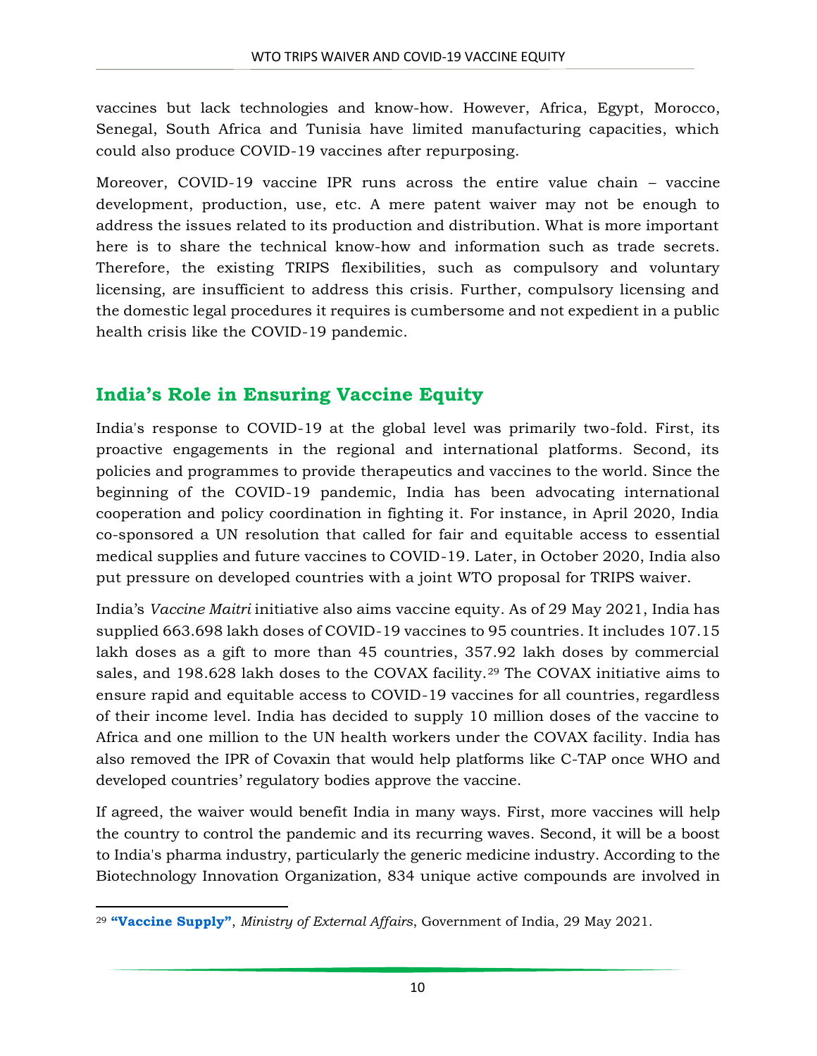vaccines but lack technologies and know-how. However, Africa, Egypt, Morocco, Senegal, South Africa and Tunisia have limited manufacturing capacities, which could also produce COVID-19 vaccines after repurposing.

Moreover, COVID-19 vaccine IPR runs across the entire value chain – vaccine development, production, use, etc. A mere patent waiver may not be enough to address the issues related to its production and distribution. What is more important here is to share the technical know-how and information such as trade secrets. Therefore, the existing TRIPS flexibilities, such as compulsory and voluntary licensing, are insufficient to address this crisis. Further, compulsory licensing and the domestic legal procedures it requires is cumbersome and not expedient in a public health crisis like the COVID-19 pandemic.

## India's Role in Ensuring Vaccine Equity

India's response to COVID-19 at the global level was primarily two-fold. First, its proactive engagements in the regional and international platforms. Second, its policies and programmes to provide therapeutics and vaccines to the world. Since the beginning of the COVID-19 pandemic, India has been advocating international cooperation and policy coordination in fighting it. For instance, in April 2020, India co-sponsored a UN resolution that called for fair and equitable access to essential medical supplies and future vaccines to COVID-19. Later, in October 2020, India also put pressure on developed countries with a joint WTO proposal for TRIPS waiver.

India's *Vaccine Maitri* initiative also aims vaccine equity. As of 29 May 2021, India has supplied 663.698 lakh doses of COVID-19 vaccines to 95 countries. It includes 107.15 lakh doses as a gift to more than 45 countries, 357.92 lakh doses by commercial sales, and 198.628 lakh doses to the COVAX facility.[29] The COVAX initiative aims to ensure rapid and equitable access to COVID-19 vaccines for all countries, regardless of their income level. India has decided to supply 10 million doses of the vaccine to Africa and one million to the UN health workers under the COVAX facility. India has also removed the IPR of Covaxin that would help platforms like C-TAP once WHO and developed countries' regulatory bodies approve the vaccine.

If agreed, the waiver would benefit India in many ways. First, more vaccines will help the country to control the pandemic and its recurring waves. Second, it will be a boost to India's pharma industry, particularly the generic medicine industry. According to the Biotechnology Innovation Organization, 834 unique active compounds are involved in

---

[29] **"Vaccine Supply"**, *Ministry of External Affairs*, Government of India, 29 May 2021.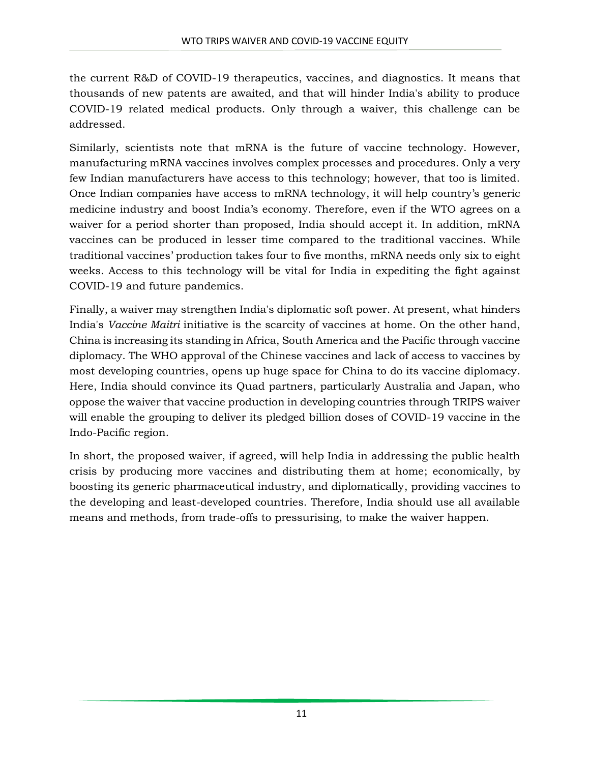the current R&D of COVID-19 therapeutics, vaccines, and diagnostics. It means that thousands of new patents are awaited, and that will hinder India's ability to produce COVID-19 related medical products. Only through a waiver, this challenge can be addressed.

Similarly, scientists note that mRNA is the future of vaccine technology. However, manufacturing mRNA vaccines involves complex processes and procedures. Only a very few Indian manufacturers have access to this technology; however, that too is limited. Once Indian companies have access to mRNA technology, it will help country's generic medicine industry and boost India's economy. Therefore, even if the WTO agrees on a waiver for a period shorter than proposed, India should accept it. In addition, mRNA vaccines can be produced in lesser time compared to the traditional vaccines. While traditional vaccines' production takes four to five months, mRNA needs only six to eight weeks. Access to this technology will be vital for India in expediting the fight against COVID-19 and future pandemics.

Finally, a waiver may strengthen India's diplomatic soft power. At present, what hinders India's *Vaccine Maitri* initiative is the scarcity of vaccines at home. On the other hand, China is increasing its standing in Africa, South America and the Pacific through vaccine diplomacy. The WHO approval of the Chinese vaccines and lack of access to vaccines by most developing countries, opens up huge space for China to do its vaccine diplomacy. Here, India should convince its Quad partners, particularly Australia and Japan, who oppose the waiver that vaccine production in developing countries through TRIPS waiver will enable the grouping to deliver its pledged billion doses of COVID-19 vaccine in the Indo-Pacific region.

In short, the proposed waiver, if agreed, will help India in addressing the public health crisis by producing more vaccines and distributing them at home; economically, by boosting its generic pharmaceutical industry, and diplomatically, providing vaccines to the developing and least-developed countries. Therefore, India should use all available means and methods, from trade-offs to pressurising, to make the waiver happen.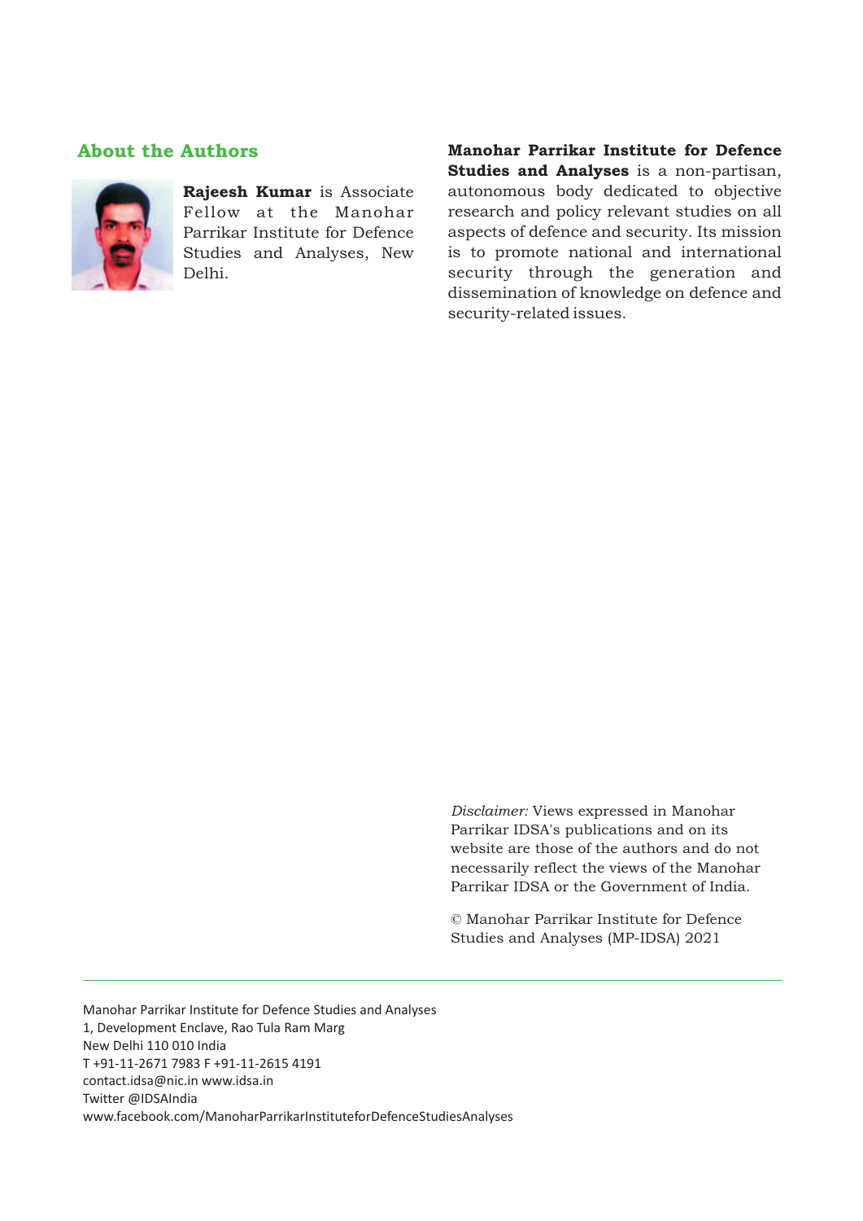## About the Authors

**Rajeesh Kumar** is Associate Fellow at the Manohar Parrikar Institute for Defence Studies and Analyses, New Delhi.

**Manohar Parrikar Institute for Defence Studies and Analyses** is a non-partisan, autonomous body dedicated to objective research and policy relevant studies on all aspects of defence and security. Its mission is to promote national and international security through the generation and dissemination of knowledge on defence and security-related issues.

*Disclaimer:* Views expressed in Manohar Parrikar IDSA's publications and on its website are those of the authors and do not necessarily reflect the views of the Manohar Parrikar IDSA or the Government of India.

© Manohar Parrikar Institute for Defence Studies and Analyses (MP-IDSA) 2021

Manohar Parrikar Institute for Defence Studies and Analyses
1, Development Enclave, Rao Tula Ram Marg
New Delhi 110 010 India
T +91-11-2671 7983 F +91-11-2615 4191
contact.idsa@nic.in www.idsa.in
Twitter @IDSAIndia
www.facebook.com/ManoharParrikarInstituteforDefenceStudiesAnalyses